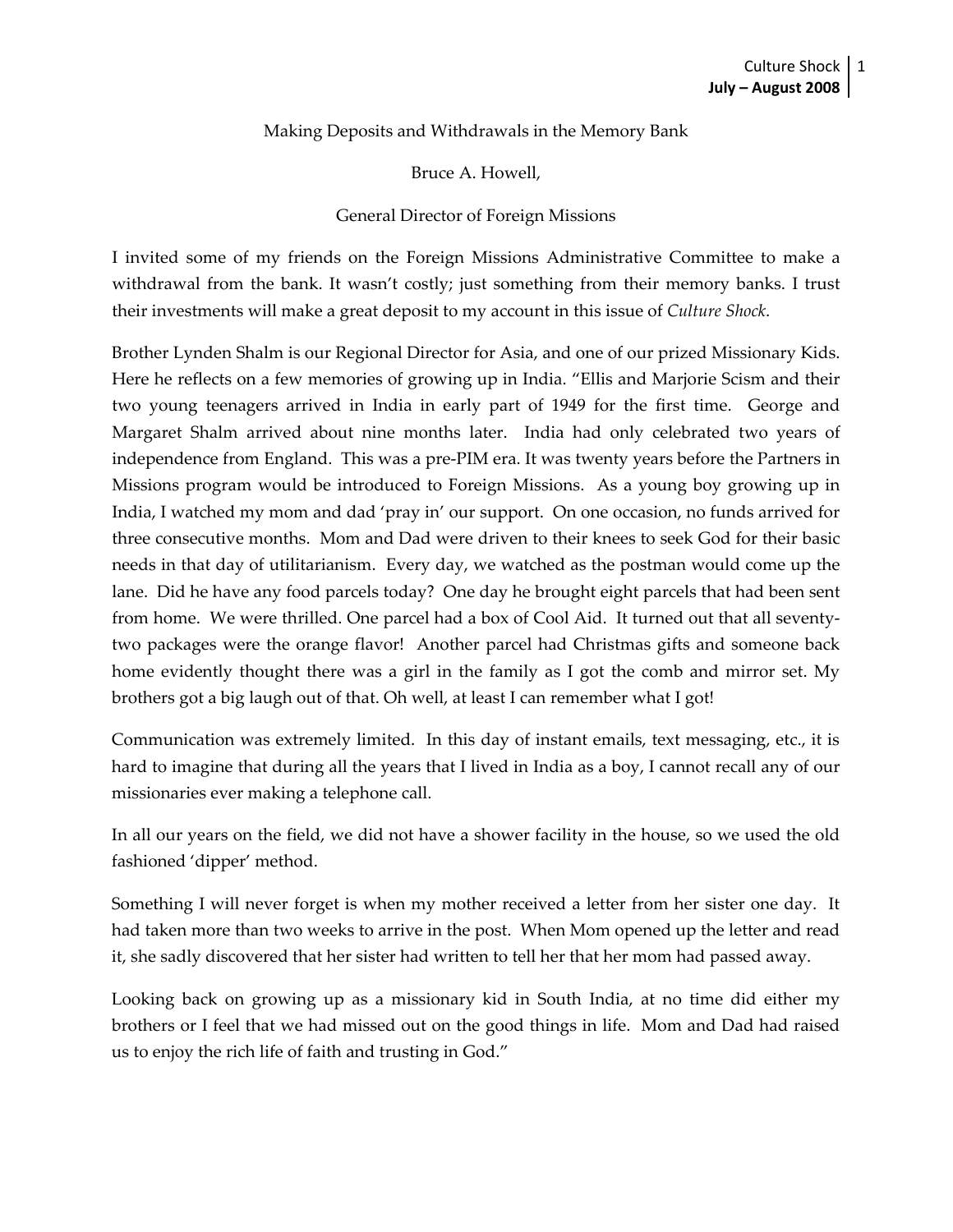# Making Deposits and Withdrawals in the Memory Bank

Bruce A. Howell,

General Director of Foreign Missions

I invited some of my friends on the Foreign Missions Administrative Committee to make a withdrawal from the bank. It wasn't costly; just something from their memory banks. I trust their investments will make a great deposit to my account in this issue of *Culture Shock*.

Brother Lynden Shalm is our Regional Director for Asia, and one of our prized Missionary Kids. Here he reflects on a few memories of growing up in India. "Ellis and Marjorie Scism and their two young teenagers arrived in India in early part of 1949 for the first time. George and Margaret Shalm arrived about nine months later. India had only celebrated two years of independence from England. This was a pre-PIM era. It was twenty years before the Partners in Missions program would be introduced to Foreign Missions. As a young boy growing up in India, I watched my mom and dad 'pray in' our support. On one occasion, no funds arrived for three consecutive months. Mom and Dad were driven to their knees to seek God for their basic needs in that day of utilitarianism. Every day, we watched as the postman would come up the lane. Did he have any food parcels today? One day he brought eight parcels that had been sent from home. We were thrilled. One parcel had a box of Cool Aid. It turned out that all seventy-two packages were the orange flavor! Another parcel had Christmas gifts and someone back home evidently thought there was a girl in the family as I got the comb and mirror set. My brothers got a big laugh out of that. Oh well, at least I can remember what I got!

Communication was extremely limited. In this day of instant emails, text messaging, etc., it is hard to imagine that during all the years that I lived in India as a boy, I cannot recall any of our missionaries ever making a telephone call.

In all our years on the field, we did not have a shower facility in the house, so we used the old fashioned 'dipper' method.

Something I will never forget is when my mother received a letter from her sister one day. It had taken more than two weeks to arrive in the post. When Mom opened up the letter and read it, she sadly discovered that her sister had written to tell her that her mom had passed away.

Looking back on growing up as a missionary kid in South India, at no time did either my brothers or I feel that we had missed out on the good things in life. Mom and Dad had raised us to enjoy the rich life of faith and trusting in God."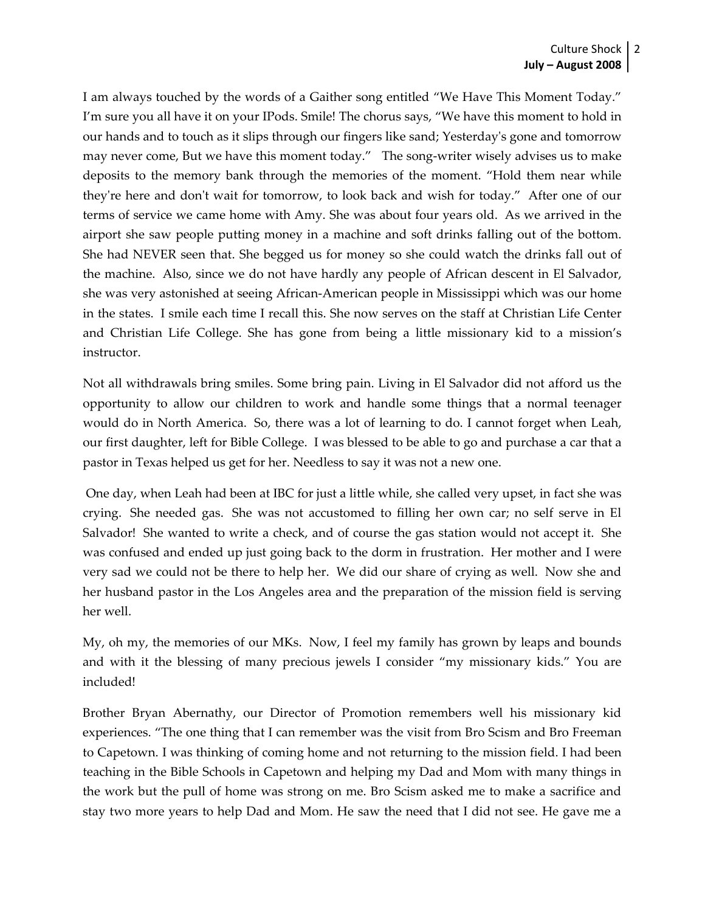I am always touched by the words of a Gaither song entitled "We Have This Moment Today." I'm sure you all have it on your IPods. Smile! The chorus says, "We have this moment to hold in our hands and to touch as it slips through our fingers like sand; Yesterday's gone and tomorrow may never come, But we have this moment today." The song-writer wisely advises us to make deposits to the memory bank through the memories of the moment. "Hold them near while they're here and don't wait for tomorrow, to look back and wish for today." After one of our terms of service we came home with Amy. She was about four years old. As we arrived in the airport she saw people putting money in a machine and soft drinks falling out of the bottom. She had NEVER seen that. She begged us for money so she could watch the drinks fall out of the machine. Also, since we do not have hardly any people of African descent in El Salvador, she was very astonished at seeing African-American people in Mississippi which was our home in the states. I smile each time I recall this. She now serves on the staff at Christian Life Center and Christian Life College. She has gone from being a little missionary kid to a mission's instructor.

Not all withdrawals bring smiles. Some bring pain. Living in El Salvador did not afford us the opportunity to allow our children to work and handle some things that a normal teenager would do in North America. So, there was a lot of learning to do. I cannot forget when Leah, our first daughter, left for Bible College. I was blessed to be able to go and purchase a car that a pastor in Texas helped us get for her. Needless to say it was not a new one.

One day, when Leah had been at IBC for just a little while, she called very upset, in fact she was crying. She needed gas. She was not accustomed to filling her own car; no self serve in El Salvador! She wanted to write a check, and of course the gas station would not accept it. She was confused and ended up just going back to the dorm in frustration. Her mother and I were very sad we could not be there to help her. We did our share of crying as well. Now she and her husband pastor in the Los Angeles area and the preparation of the mission field is serving her well.

My, oh my, the memories of our MKs. Now, I feel my family has grown by leaps and bounds and with it the blessing of many precious jewels I consider "my missionary kids." You are included!

Brother Bryan Abernathy, our Director of Promotion remembers well his missionary kid experiences. "The one thing that I can remember was the visit from Bro Scism and Bro Freeman to Capetown. I was thinking of coming home and not returning to the mission field. I had been teaching in the Bible Schools in Capetown and helping my Dad and Mom with many things in the work but the pull of home was strong on me. Bro Scism asked me to make a sacrifice and stay two more years to help Dad and Mom. He saw the need that I did not see. He gave me a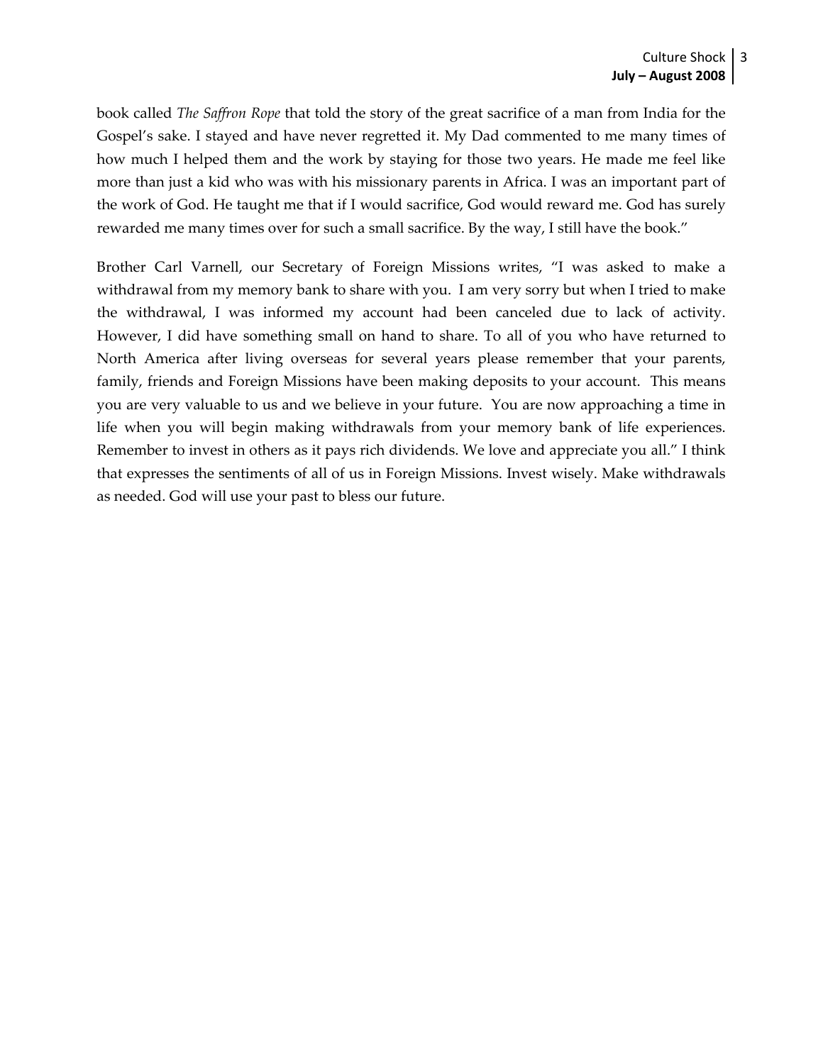book called *The Saffron Rope* that told the story of the great sacrifice of a man from India for the Gospel's sake. I stayed and have never regretted it. My Dad commented to me many times of how much I helped them and the work by staying for those two years. He made me feel like more than just a kid who was with his missionary parents in Africa. I was an important part of the work of God. He taught me that if I would sacrifice, God would reward me. God has surely rewarded me many times over for such a small sacrifice. By the way, I still have the book."

Brother Carl Varnell, our Secretary of Foreign Missions writes, "I was asked to make a withdrawal from my memory bank to share with you. I am very sorry but when I tried to make the withdrawal, I was informed my account had been canceled due to lack of activity. However, I did have something small on hand to share. To all of you who have returned to North America after living overseas for several years please remember that your parents, family, friends and Foreign Missions have been making deposits to your account. This means you are very valuable to us and we believe in your future. You are now approaching a time in life when you will begin making withdrawals from your memory bank of life experiences. Remember to invest in others as it pays rich dividends. We love and appreciate you all." I think that expresses the sentiments of all of us in Foreign Missions. Invest wisely. Make withdrawals as needed. God will use your past to bless our future.